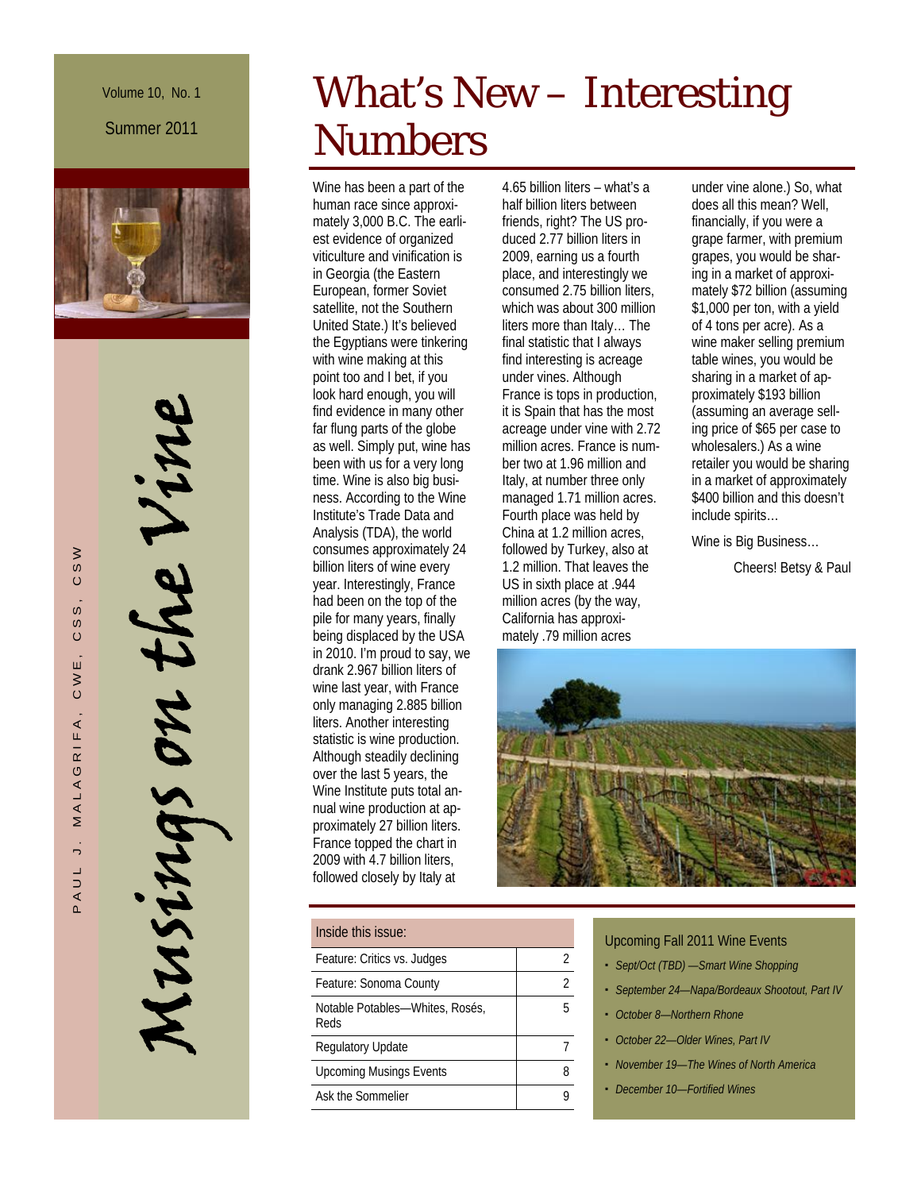Volume 10, No. 1

Summer 2011

PAUL J. MALAGRIFA, CWE, CSS, CSW

# Musings on the Vine

# What's New – Interesting Numbers

Wine has been a part of the human race since approximately 3,000 B.C. The earliest evidence of organized viticulture and vinification is in Georgia (the Eastern European, former Soviet satellite, not the Southern United State.) It's believed the Egyptians were tinkering with wine making at this point too and I bet, if you look hard enough, you will find evidence in many other far flung parts of the globe as well. Simply put, wine has been with us for a very long time. Wine is also big business. According to the Wine Institute's Trade Data and Analysis (TDA), the world consumes approximately 24 billion liters of wine every year. Interestingly, France had been on the top of the pile for many years, finally being displaced by the USA in 2010. I'm proud to say, we drank 2.967 billion liters of wine last year, with France only managing 2.885 billion liters. Another interesting statistic is wine production. Although steadily declining over the last 5 years, the Wine Institute puts total annual wine production at approximately 27 billion liters. France topped the chart in 2009 with 4.7 billion liters, followed closely by Italy at 4.65 billion liters – what's a half billion liters between friends, right? The US produced 2.77 billion liters in 2009, earning us a fourth place, and interestingly we consumed 2.75 billion liters, which was about 300 million liters more than Italy… The final statistic that I always find interesting is acreage under vines. Although France is tops in production, it is Spain that has the most acreage under vine with 2.72 million acres. France is number two at 1.96 million and Italy, at number three only managed 1.71 million acres. Fourth place was held by China at 1.2 million acres, followed by Turkey, also at 1.2 million. That leaves the US in sixth place at .944 million acres (by the way, California has approximately .79 million acres under vine alone.) So, what does all this mean? Well, financially, if you were a grape farmer, with premium grapes, you would be sharing in a market of approximately $72 billion (assuming $1,000 per ton, with a yield of 4 tons per acre). As a wine maker selling premium table wines, you would be sharing in a market of approximately $193 billion (assuming an average selling price of $65 per case to wholesalers.) As a wine retailer you would be sharing in a market of approximately $400 billion and this doesn't include spirits…

Wine is Big Business…

Cheers! Betsy & Paul

| Inside this issue: | |
|---|---|
| Feature: Critics vs. Judges | 2 |
| Feature: Sonoma County | 2 |
| Notable Potables—Whites, Rosés, Reds | 5 |
| Regulatory Update | 7 |
| Upcoming Musings Events | 8 |
| Ask the Sommelier | 9 |

### Upcoming Fall 2011 Wine Events

- *Sept/Oct (TBD) —Smart Wine Shopping*
- *September 24—Napa/Bordeaux Shootout, Part IV*
- *October 8—Northern Rhone*
- *October 22—Older Wines, Part IV*
- *November 19—The Wines of North America*
- *December 10—Fortified Wines*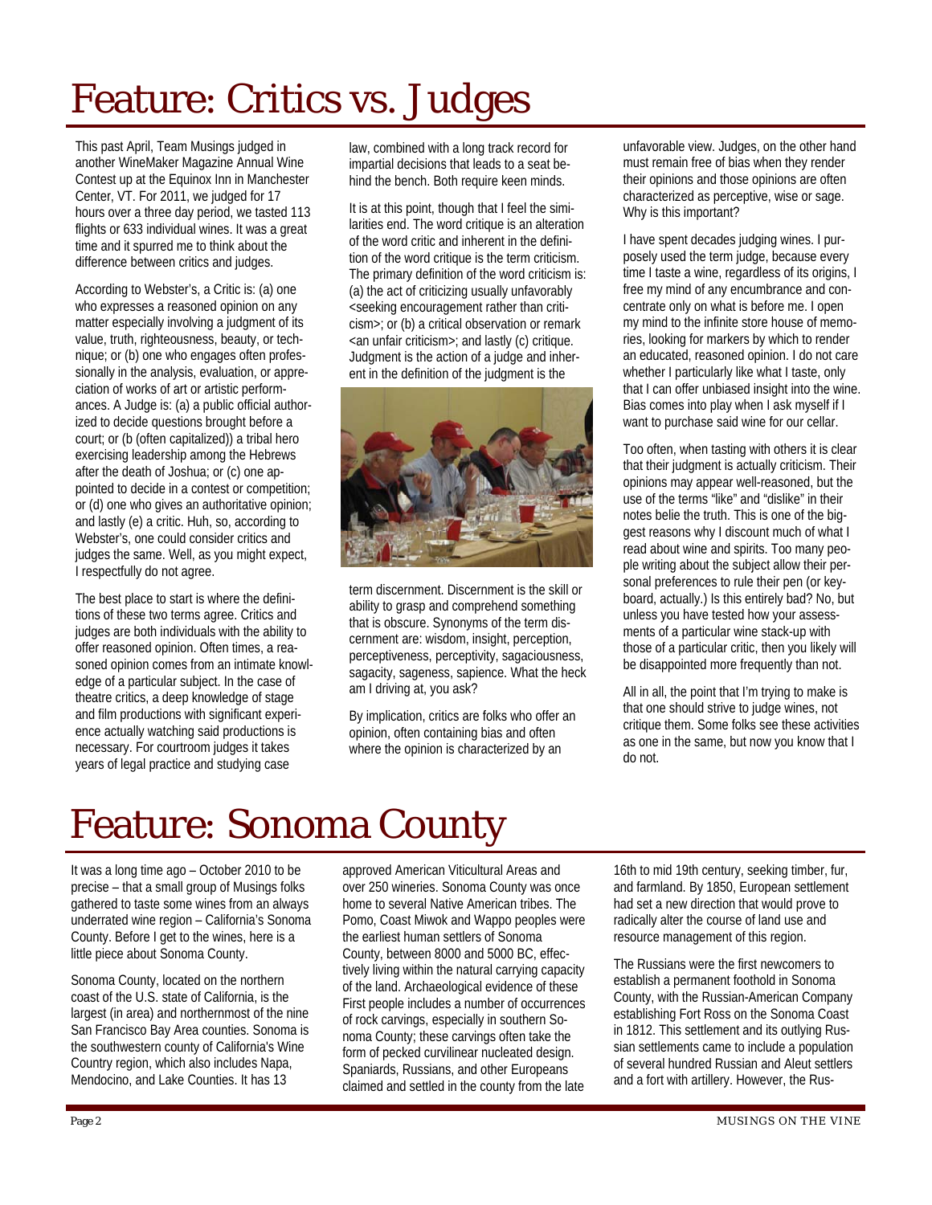# Feature: Critics vs. Judges

This past April, Team Musings judged in another WineMaker Magazine Annual Wine Contest up at the Equinox Inn in Manchester Center, VT. For 2011, we judged for 17 hours over a three day period, we tasted 113 flights or 633 individual wines. It was a great time and it spurred me to think about the difference between critics and judges.

According to Webster's, a Critic is: (a) one who expresses a reasoned opinion on any matter especially involving a judgment of its value, truth, righteousness, beauty, or technique; or (b) one who engages often professionally in the analysis, evaluation, or appreciation of works of art or artistic performances. A Judge is: (a) a public official authorized to decide questions brought before a court; or (b (often capitalized)) a tribal hero exercising leadership among the Hebrews after the death of Joshua; or (c) one appointed to decide in a contest or competition; or (d) one who gives an authoritative opinion; and lastly (e) a critic. Huh, so, according to Webster's, one could consider critics and judges the same. Well, as you might expect, I respectfully do not agree.

The best place to start is where the definitions of these two terms agree. Critics and judges are both individuals with the ability to offer reasoned opinion. Often times, a reasoned opinion comes from an intimate knowledge of a particular subject. In the case of theatre critics, a deep knowledge of stage and film productions with significant experience actually watching said productions is necessary. For courtroom judges it takes years of legal practice and studying case law, combined with a long track record for impartial decisions that leads to a seat behind the bench. Both require keen minds.

It is at this point, though that I feel the similarities end. The word critique is an alteration of the word critic and inherent in the definition of the word critique is the term criticism. The primary definition of the word criticism is: (a) the act of criticizing usually unfavorably <seeking encouragement rather than criticism>; or (b) a critical observation or remark <an unfair criticism>; and lastly (c) critique. Judgment is the action of a judge and inherent in the definition of the judgment is the term discernment. Discernment is the skill or ability to grasp and comprehend something that is obscure. Synonyms of the term discernment are: wisdom, insight, perception, perceptiveness, perceptivity, sagaciousness, sagacity, sageness, sapience. What the heck am I driving at, you ask?

By implication, critics are folks who offer an opinion, often containing bias and often where the opinion is characterized by an unfavorable view. Judges, on the other hand must remain free of bias when they render their opinions and those opinions are often characterized as perceptive, wise or sage. Why is this important?

I have spent decades judging wines. I purposely used the term judge, because every time I taste a wine, regardless of its origins, I free my mind of any encumbrance and concentrate only on what is before me. I open my mind to the infinite store house of memories, looking for markers by which to render an educated, reasoned opinion. I do not care whether I particularly like what I taste, only that I can offer unbiased insight into the wine. Bias comes into play when I ask myself if I want to purchase said wine for our cellar.

Too often, when tasting with others it is clear that their judgment is actually criticism. Their opinions may appear well-reasoned, but the use of the terms "like" and "dislike" in their notes belie the truth. This is one of the biggest reasons why I discount much of what I read about wine and spirits. Too many people writing about the subject allow their personal preferences to rule their pen (or keyboard, actually.) Is this entirely bad? No, but unless you have tested how your assessments of a particular wine stack-up with those of a particular critic, then you likely will be disappointed more frequently than not.

All in all, the point that I'm trying to make is that one should strive to judge wines, not critique them. Some folks see these activities as one in the same, but now you know that I do not.

# Feature: Sonoma County

It was a long time ago – October 2010 to be precise – that a small group of Musings folks gathered to taste some wines from an always underrated wine region – California's Sonoma County. Before I get to the wines, here is a little piece about Sonoma County.

Sonoma County, located on the northern coast of the U.S. state of California, is the largest (in area) and northernmost of the nine San Francisco Bay Area counties. Sonoma is the southwestern county of California's Wine Country region, which also includes Napa, Mendocino, and Lake Counties. It has 13 approved American Viticultural Areas and over 250 wineries. Sonoma County was once home to several Native American tribes. The Pomo, Coast Miwok and Wappo peoples were the earliest human settlers of Sonoma County, between 8000 and 5000 BC, effectively living within the natural carrying capacity of the land. Archaeological evidence of these First people includes a number of occurrences of rock carvings, especially in southern Sonoma County; these carvings often take the form of pecked curvilinear nucleated design. Spaniards, Russians, and other Europeans claimed and settled in the county from the late 16th to mid 19th century, seeking timber, fur, and farmland. By 1850, European settlement had set a new direction that would prove to radically alter the course of land use and resource management of this region.

The Russians were the first newcomers to establish a permanent foothold in Sonoma County, with the Russian-American Company establishing Fort Ross on the Sonoma Coast in 1812. This settlement and its outlying Russian settlements came to include a population of several hundred Russian and Aleut settlers and a fort with artillery. However, the Rus-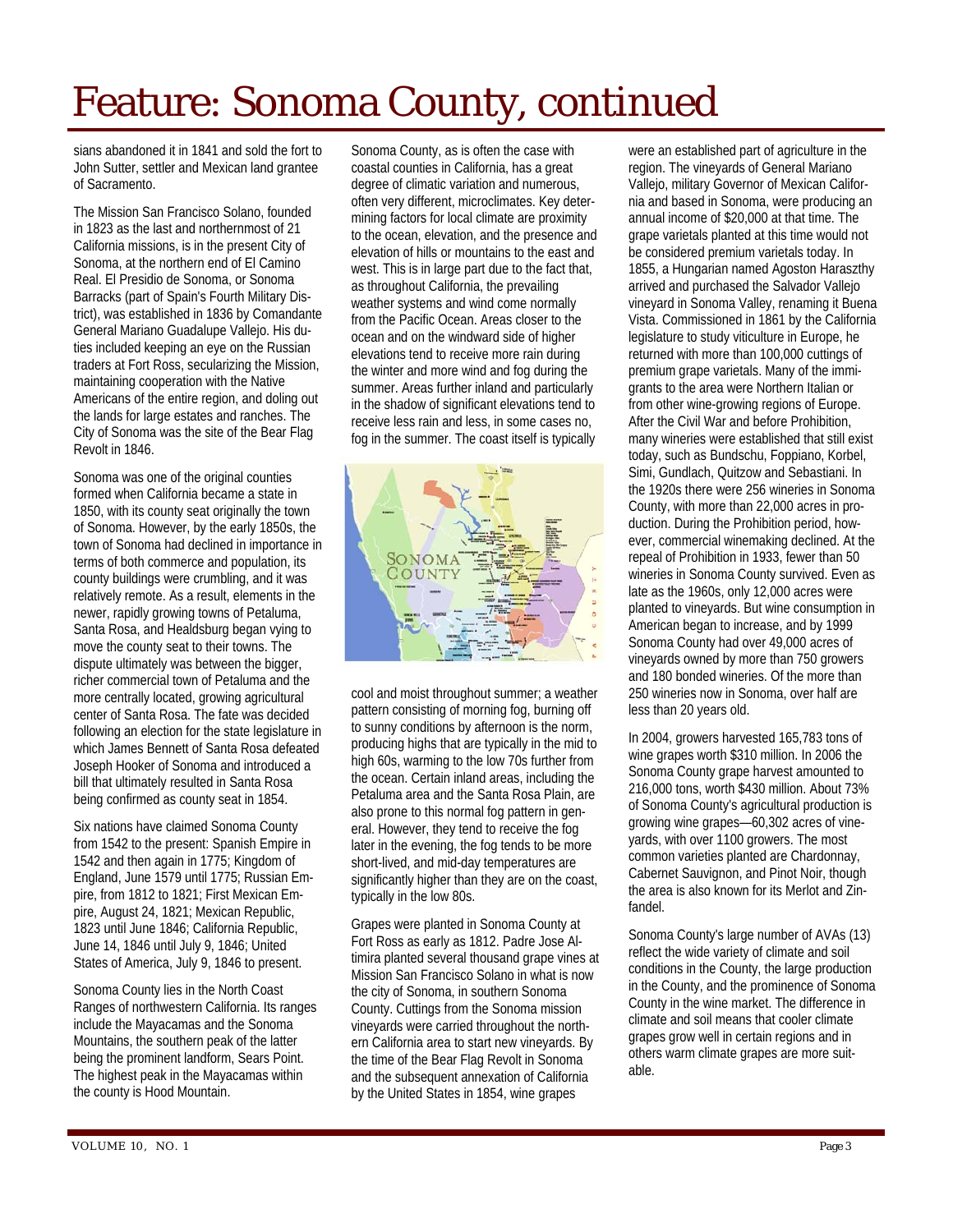# Feature: Sonoma County, continued

sians abandoned it in 1841 and sold the fort to John Sutter, settler and Mexican land grantee of Sacramento.

The Mission San Francisco Solano, founded in 1823 as the last and northernmost of 21 California missions, is in the present City of Sonoma, at the northern end of El Camino Real. El Presidio de Sonoma, or Sonoma Barracks (part of Spain's Fourth Military District), was established in 1836 by Comandante General Mariano Guadalupe Vallejo. His duties included keeping an eye on the Russian traders at Fort Ross, secularizing the Mission, maintaining cooperation with the Native Americans of the entire region, and doling out the lands for large estates and ranches. The City of Sonoma was the site of the Bear Flag Revolt in 1846.

Sonoma was one of the original counties formed when California became a state in 1850, with its county seat originally the town of Sonoma. However, by the early 1850s, the town of Sonoma had declined in importance in terms of both commerce and population, its county buildings were crumbling, and it was relatively remote. As a result, elements in the newer, rapidly growing towns of Petaluma, Santa Rosa, and Healdsburg began vying to move the county seat to their towns. The dispute ultimately was between the bigger, richer commercial town of Petaluma and the more centrally located, growing agricultural center of Santa Rosa. The fate was decided following an election for the state legislature in which James Bennett of Santa Rosa defeated Joseph Hooker of Sonoma and introduced a bill that ultimately resulted in Santa Rosa being confirmed as county seat in 1854.

Six nations have claimed Sonoma County from 1542 to the present: Spanish Empire in 1542 and then again in 1775; Kingdom of England, June 1579 until 1775; Russian Empire, from 1812 to 1821; First Mexican Empire, August 24, 1821; Mexican Republic, 1823 until June 1846; California Republic, June 14, 1846 until July 9, 1846; United States of America, July 9, 1846 to present.

Sonoma County lies in the North Coast Ranges of northwestern California. Its ranges include the Mayacamas and the Sonoma Mountains, the southern peak of the latter being the prominent landform, Sears Point. The highest peak in the Mayacamas within the county is Hood Mountain.

Sonoma County, as is often the case with coastal counties in California, has a great degree of climatic variation and numerous, often very different, microclimates. Key determining factors for local climate are proximity to the ocean, elevation, and the presence and elevation of hills or mountains to the east and west. This is in large part due to the fact that, as throughout California, the prevailing weather systems and wind come normally from the Pacific Ocean. Areas closer to the ocean and on the windward side of higher elevations tend to receive more rain during the winter and more wind and fog during the summer. Areas further inland and particularly in the shadow of significant elevations tend to receive less rain and less, in some cases no, fog in the summer. The coast itself is typically cool and moist throughout summer; a weather pattern consisting of morning fog, burning off to sunny conditions by afternoon is the norm, producing highs that are typically in the mid to high 60s, warming to the low 70s further from the ocean. Certain inland areas, including the Petaluma area and the Santa Rosa Plain, are also prone to this normal fog pattern in general. However, they tend to receive the fog later in the evening, the fog tends to be more short-lived, and mid-day temperatures are significantly higher than they are on the coast, typically in the low 80s.

Grapes were planted in Sonoma County at Fort Ross as early as 1812. Padre Jose Altimira planted several thousand grape vines at Mission San Francisco Solano in what is now the city of Sonoma, in southern Sonoma County. Cuttings from the Sonoma mission vineyards were carried throughout the northern California area to start new vineyards. By the time of the Bear Flag Revolt in Sonoma and the subsequent annexation of California by the United States in 1854, wine grapes were an established part of agriculture in the region. The vineyards of General Mariano Vallejo, military Governor of Mexican California and based in Sonoma, were producing an annual income of $20,000 at that time. The grape varietals planted at this time would not be considered premium varietals today. In 1855, a Hungarian named Agoston Haraszthy arrived and purchased the Salvador Vallejo vineyard in Sonoma Valley, renaming it Buena Vista. Commissioned in 1861 by the California legislature to study viticulture in Europe, he returned with more than 100,000 cuttings of premium grape varietals. Many of the immigrants to the area were Northern Italian or from other wine-growing regions of Europe. After the Civil War and before Prohibition, many wineries were established that still exist today, such as Bundschu, Foppiano, Korbel, Simi, Gundlach, Quitzow and Sebastiani. In the 1920s there were 256 wineries in Sonoma County, with more than 22,000 acres in production. During the Prohibition period, however, commercial winemaking declined. At the repeal of Prohibition in 1933, fewer than 50 wineries in Sonoma County survived. Even as late as the 1960s, only 12,000 acres were planted to vineyards. But wine consumption in American began to increase, and by 1999 Sonoma County had over 49,000 acres of vineyards owned by more than 750 growers and 180 bonded wineries. Of the more than 250 wineries now in Sonoma, over half are less than 20 years old.

In 2004, growers harvested 165,783 tons of wine grapes worth $310 million. In 2006 the Sonoma County grape harvest amounted to 216,000 tons, worth $430 million. About 73% of Sonoma County's agricultural production is growing wine grapes—60,302 acres of vineyards, with over 1100 growers. The most common varieties planted are Chardonnay, Cabernet Sauvignon, and Pinot Noir, though the area is also known for its Merlot and Zinfandel.

Sonoma County's large number of AVAs (13) reflect the wide variety of climate and soil conditions in the County, the large production in the County, and the prominence of Sonoma County in the wine market. The difference in climate and soil means that cooler climate grapes grow well in certain regions and in others warm climate grapes are more suitable.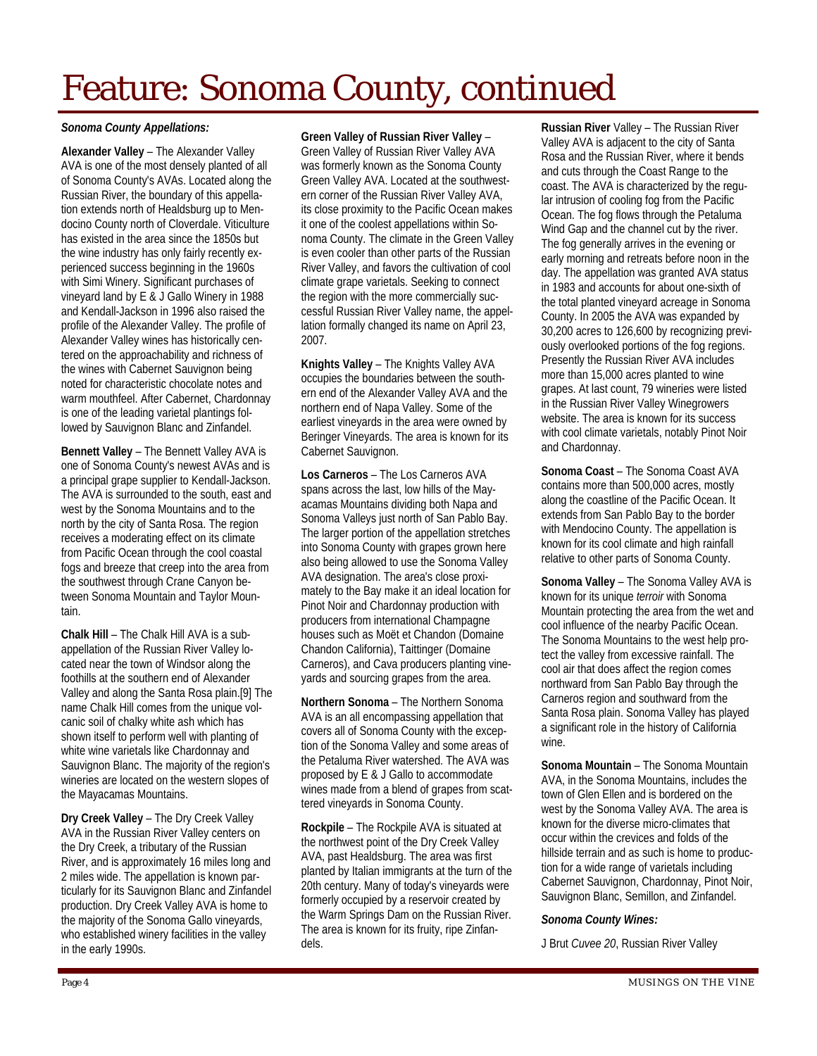# Feature: Sonoma County, continued

***Sonoma County Appellations:***

**Alexander Valley** – The Alexander Valley AVA is one of the most densely planted of all of Sonoma County's AVAs. Located along the Russian River, the boundary of this appellation extends north of Healdsburg up to Mendocino County north of Cloverdale. Viticulture has existed in the area since the 1850s but the wine industry has only fairly recently experienced success beginning in the 1960s with Simi Winery. Significant purchases of vineyard land by E & J Gallo Winery in 1988 and Kendall-Jackson in 1996 also raised the profile of the Alexander Valley. The profile of Alexander Valley wines has historically centered on the approachability and richness of the wines with Cabernet Sauvignon being noted for characteristic chocolate notes and warm mouthfeel. After Cabernet, Chardonnay is one of the leading varietal plantings followed by Sauvignon Blanc and Zinfandel.

**Bennett Valley** – The Bennett Valley AVA is one of Sonoma County's newest AVAs and is a principal grape supplier to Kendall-Jackson. The AVA is surrounded to the south, east and west by the Sonoma Mountains and to the north by the city of Santa Rosa. The region receives a moderating effect on its climate from Pacific Ocean through the cool coastal fogs and breeze that creep into the area from the southwest through Crane Canyon between Sonoma Mountain and Taylor Mountain.

**Chalk Hill** – The Chalk Hill AVA is a sub-appellation of the Russian River Valley located near the town of Windsor along the foothills at the southern end of Alexander Valley and along the Santa Rosa plain.[9] The name Chalk Hill comes from the unique volcanic soil of chalky white ash which has shown itself to perform well with planting of white wine varietals like Chardonnay and Sauvignon Blanc. The majority of the region's wineries are located on the western slopes of the Mayacamas Mountains.

**Dry Creek Valley** – The Dry Creek Valley AVA in the Russian River Valley centers on the Dry Creek, a tributary of the Russian River, and is approximately 16 miles long and 2 miles wide. The appellation is known particularly for its Sauvignon Blanc and Zinfandel production. Dry Creek Valley AVA is home to the majority of the Sonoma Gallo vineyards, who established winery facilities in the valley in the early 1990s.

**Green Valley of Russian River Valley** – Green Valley of Russian River Valley AVA was formerly known as the Sonoma County Green Valley AVA. Located at the southwestern corner of the Russian River Valley AVA, its close proximity to the Pacific Ocean makes it one of the coolest appellations within Sonoma County. The climate in the Green Valley is even cooler than other parts of the Russian River Valley, and favors the cultivation of cool climate grape varietals. Seeking to connect the region with the more commercially successful Russian River Valley name, the appellation formally changed its name on April 23, 2007.

**Knights Valley** – The Knights Valley AVA occupies the boundaries between the southern end of the Alexander Valley AVA and the northern end of Napa Valley. Some of the earliest vineyards in the area were owned by Beringer Vineyards. The area is known for its Cabernet Sauvignon.

**Los Carneros** – The Los Carneros AVA spans across the last, low hills of the Mayacamas Mountains dividing both Napa and Sonoma Valleys just north of San Pablo Bay. The larger portion of the appellation stretches into Sonoma County with grapes grown here also being allowed to use the Sonoma Valley AVA designation. The area's close proximately to the Bay make it an ideal location for Pinot Noir and Chardonnay production with producers from international Champagne houses such as Moët et Chandon (Domaine Chandon California), Taittinger (Domaine Carneros), and Cava producers planting vineyards and sourcing grapes from the area.

**Northern Sonoma** – The Northern Sonoma AVA is an all encompassing appellation that covers all of Sonoma County with the exception of the Sonoma Valley and some areas of the Petaluma River watershed. The AVA was proposed by E & J Gallo to accommodate wines made from a blend of grapes from scattered vineyards in Sonoma County.

**Rockpile** – The Rockpile AVA is situated at the northwest point of the Dry Creek Valley AVA, past Healdsburg. The area was first planted by Italian immigrants at the turn of the 20th century. Many of today's vineyards were formerly occupied by a reservoir created by the Warm Springs Dam on the Russian River. The area is known for its fruity, ripe Zinfandels.

**Russian River** Valley – The Russian River Valley AVA is adjacent to the city of Santa Rosa and the Russian River, where it bends and cuts through the Coast Range to the coast. The AVA is characterized by the regular intrusion of cooling fog from the Pacific Ocean. The fog flows through the Petaluma Wind Gap and the channel cut by the river. The fog generally arrives in the evening or early morning and retreats before noon in the day. The appellation was granted AVA status in 1983 and accounts for about one-sixth of the total planted vineyard acreage in Sonoma County. In 2005 the AVA was expanded by 30,200 acres to 126,600 by recognizing previously overlooked portions of the fog regions. Presently the Russian River AVA includes more than 15,000 acres planted to wine grapes. At last count, 79 wineries were listed in the Russian River Valley Winegrowers website. The area is known for its success with cool climate varietals, notably Pinot Noir and Chardonnay.

**Sonoma Coast** – The Sonoma Coast AVA contains more than 500,000 acres, mostly along the coastline of the Pacific Ocean. It extends from San Pablo Bay to the border with Mendocino County. The appellation is known for its cool climate and high rainfall relative to other parts of Sonoma County.

**Sonoma Valley** – The Sonoma Valley AVA is known for its unique *terroir* with Sonoma Mountain protecting the area from the wet and cool influence of the nearby Pacific Ocean. The Sonoma Mountains to the west help protect the valley from excessive rainfall. The cool air that does affect the region comes northward from San Pablo Bay through the Carneros region and southward from the Santa Rosa plain. Sonoma Valley has played a significant role in the history of California wine.

**Sonoma Mountain** – The Sonoma Mountain AVA, in the Sonoma Mountains, includes the town of Glen Ellen and is bordered on the west by the Sonoma Valley AVA. The area is known for the diverse micro-climates that occur within the crevices and folds of the hillside terrain and as such is home to production for a wide range of varietals including Cabernet Sauvignon, Chardonnay, Pinot Noir, Sauvignon Blanc, Semillon, and Zinfandel.

***Sonoma County Wines:***

J Brut *Cuvee 20*, Russian River Valley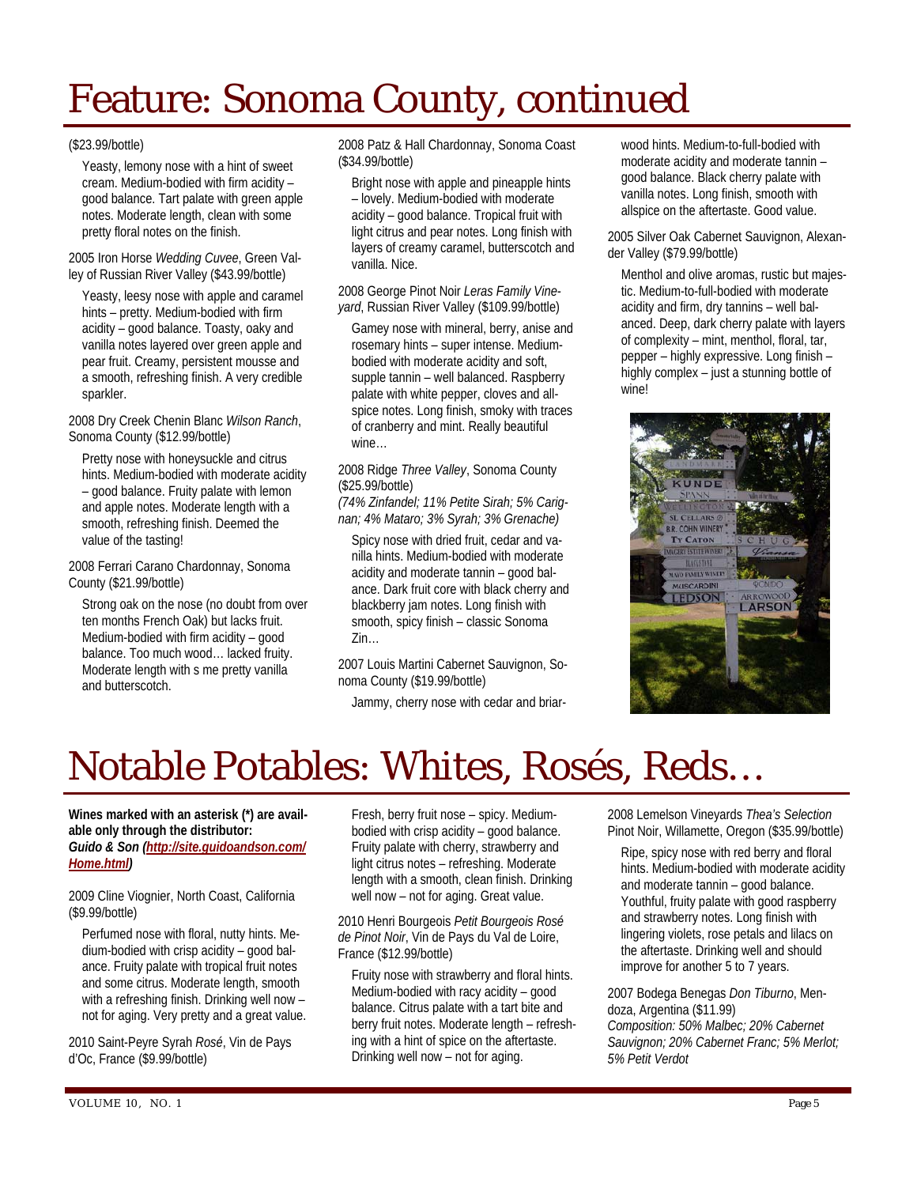# Feature: Sonoma County, continued

($23.99/bottle)

Yeasty, lemony nose with a hint of sweet cream. Medium-bodied with firm acidity – good balance. Tart palate with green apple notes. Moderate length, clean with some pretty floral notes on the finish.

2005 Iron Horse *Wedding Cuvee*, Green Valley of Russian River Valley ($43.99/bottle)

Yeasty, leesy nose with apple and caramel hints – pretty. Medium-bodied with firm acidity – good balance. Toasty, oaky and vanilla notes layered over green apple and pear fruit. Creamy, persistent mousse and a smooth, refreshing finish. A very credible sparkler.

2008 Dry Creek Chenin Blanc *Wilson Ranch*, Sonoma County ($12.99/bottle)

Pretty nose with honeysuckle and citrus hints. Medium-bodied with moderate acidity – good balance. Fruity palate with lemon and apple notes. Moderate length with a smooth, refreshing finish. Deemed the value of the tasting!

2008 Ferrari Carano Chardonnay, Sonoma County ($21.99/bottle)

Strong oak on the nose (no doubt from over ten months French Oak) but lacks fruit. Medium-bodied with firm acidity – good balance. Too much wood… lacked fruity. Moderate length with s me pretty vanilla and butterscotch.

2008 Patz & Hall Chardonnay, Sonoma Coast ($34.99/bottle)

Bright nose with apple and pineapple hints – lovely. Medium-bodied with moderate acidity – good balance. Tropical fruit with light citrus and pear notes. Long finish with layers of creamy caramel, butterscotch and vanilla. Nice.

2008 George Pinot Noir *Leras Family Vineyard*, Russian River Valley ($109.99/bottle)

Gamey nose with mineral, berry, anise and rosemary hints – super intense. Medium-bodied with moderate acidity and soft, supple tannin – well balanced. Raspberry palate with white pepper, cloves and allspice notes. Long finish, smoky with traces of cranberry and mint. Really beautiful wine…

2008 Ridge *Three Valley*, Sonoma County ($25.99/bottle)
*(74% Zinfandel; 11% Petite Sirah; 5% Carignan; 4% Mataro; 3% Syrah; 3% Grenache)*

Spicy nose with dried fruit, cedar and vanilla hints. Medium-bodied with moderate acidity and moderate tannin – good balance. Dark fruit core with black cherry and blackberry jam notes. Long finish with smooth, spicy finish – classic Sonoma Zin…

2007 Louis Martini Cabernet Sauvignon, Sonoma County ($19.99/bottle)

Jammy, cherry nose with cedar and briarwood hints. Medium-to-full-bodied with moderate acidity and moderate tannin – good balance. Black cherry palate with vanilla notes. Long finish, smooth with allspice on the aftertaste. Good value.

2005 Silver Oak Cabernet Sauvignon, Alexander Valley ($79.99/bottle)

Menthol and olive aromas, rustic but majestic. Medium-to-full-bodied with moderate acidity and firm, dry tannins – well balanced. Deep, dark cherry palate with layers of complexity – mint, menthol, floral, tar, pepper – highly expressive. Long finish – highly complex – just a stunning bottle of wine!

# Notable Potables: Whites, Rosés, Reds…

**Wines marked with an asterisk (*) are available only through the distributor:**
***Guido & Son (http://site.guidoandson.com/Home.html)***

2009 Cline Viognier, North Coast, California ($9.99/bottle)

Perfumed nose with floral, nutty hints. Medium-bodied with crisp acidity – good balance. Fruity palate with tropical fruit notes and some citrus. Moderate length, smooth with a refreshing finish. Drinking well now – not for aging. Very pretty and a great value.

2010 Saint-Peyre Syrah *Rosé*, Vin de Pays d'Oc, France ($9.99/bottle)

Fresh, berry fruit nose – spicy. Medium-bodied with crisp acidity – good balance. Fruity palate with cherry, strawberry and light citrus notes – refreshing. Moderate length with a smooth, clean finish. Drinking well now – not for aging. Great value.

2010 Henri Bourgeois *Petit Bourgeois Rosé de Pinot Noir*, Vin de Pays du Val de Loire, France ($12.99/bottle)

Fruity nose with strawberry and floral hints. Medium-bodied with racy acidity – good balance. Citrus palate with a tart bite and berry fruit notes. Moderate length – refreshing with a hint of spice on the aftertaste. Drinking well now – not for aging.

2008 Lemelson Vineyards *Thea's Selection* Pinot Noir, Willamette, Oregon ($35.99/bottle)

Ripe, spicy nose with red berry and floral hints. Medium-bodied with moderate acidity and moderate tannin – good balance. Youthful, fruity palate with good raspberry and strawberry notes. Long finish with lingering violets, rose petals and lilacs on the aftertaste. Drinking well and should improve for another 5 to 7 years.

2007 Bodega Benegas *Don Tiburno*, Mendoza, Argentina ($11.99)
*Composition: 50% Malbec; 20% Cabernet Sauvignon; 20% Cabernet Franc; 5% Merlot; 5% Petit Verdot*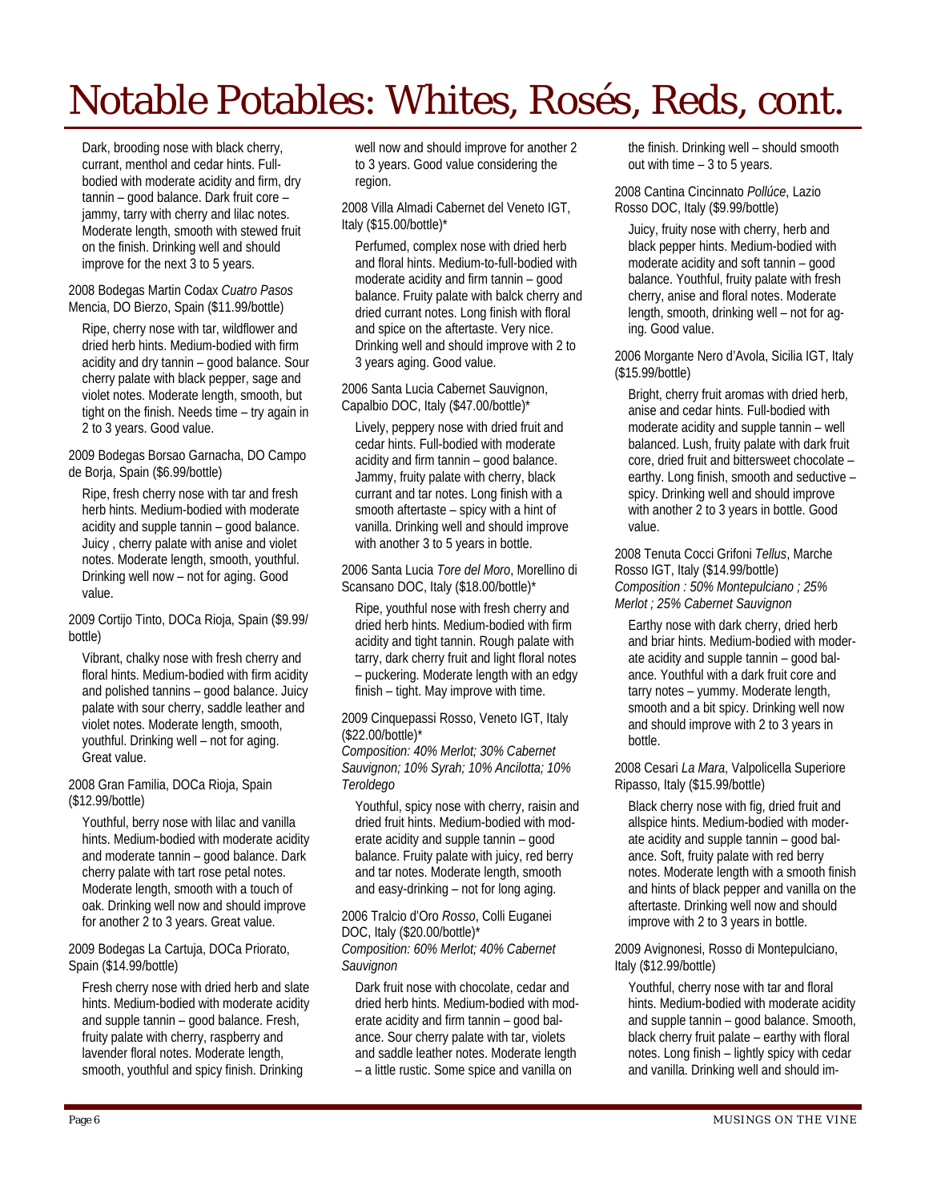# Notable Potables: Whites, Rosés, Reds, cont.

Dark, brooding nose with black cherry, currant, menthol and cedar hints. Full-bodied with moderate acidity and firm, dry tannin – good balance. Dark fruit core – jammy, tarry with cherry and lilac notes. Moderate length, smooth with stewed fruit on the finish. Drinking well and should improve for the next 3 to 5 years.

2008 Bodegas Martin Codax *Cuatro Pasos* Mencia, DO Bierzo, Spain ($11.99/bottle)

Ripe, cherry nose with tar, wildflower and dried herb hints. Medium-bodied with firm acidity and dry tannin – good balance. Sour cherry palate with black pepper, sage and violet notes. Moderate length, smooth, but tight on the finish. Needs time – try again in 2 to 3 years. Good value.

2009 Bodegas Borsao Garnacha, DO Campo de Borja, Spain ($6.99/bottle)

Ripe, fresh cherry nose with tar and fresh herb hints. Medium-bodied with moderate acidity and supple tannin – good balance. Juicy , cherry palate with anise and violet notes. Moderate length, smooth, youthful. Drinking well now – not for aging. Good value.

2009 Cortijo Tinto, DOCa Rioja, Spain ($9.99/ bottle)

Vibrant, chalky nose with fresh cherry and floral hints. Medium-bodied with firm acidity and polished tannins – good balance. Juicy palate with sour cherry, saddle leather and violet notes. Moderate length, smooth, youthful. Drinking well – not for aging. Great value.

2008 Gran Familia, DOCa Rioja, Spain ($12.99/bottle)

Youthful, berry nose with lilac and vanilla hints. Medium-bodied with moderate acidity and moderate tannin – good balance. Dark cherry palate with tart rose petal notes. Moderate length, smooth with a touch of oak. Drinking well now and should improve for another 2 to 3 years. Great value.

2009 Bodegas La Cartuja, DOCa Priorato, Spain ($14.99/bottle)

Fresh cherry nose with dried herb and slate hints. Medium-bodied with moderate acidity and supple tannin – good balance. Fresh, fruity palate with cherry, raspberry and lavender floral notes. Moderate length, smooth, youthful and spicy finish. Drinking well now and should improve for another 2 to 3 years. Good value considering the region.

2008 Villa Almadi Cabernet del Veneto IGT, Italy ($15.00/bottle)*

Perfumed, complex nose with dried herb and floral hints. Medium-to-full-bodied with moderate acidity and firm tannin – good balance. Fruity palate with balck cherry and dried currant notes. Long finish with floral and spice on the aftertaste. Very nice. Drinking well and should improve with 2 to 3 years aging. Good value.

2006 Santa Lucia Cabernet Sauvignon, Capalbio DOC, Italy ($47.00/bottle)*

Lively, peppery nose with dried fruit and cedar hints. Full-bodied with moderate acidity and firm tannin – good balance. Jammy, fruity palate with cherry, black currant and tar notes. Long finish with a smooth aftertaste – spicy with a hint of vanilla. Drinking well and should improve with another 3 to 5 years in bottle.

2006 Santa Lucia *Tore del Moro*, Morellino di Scansano DOC, Italy ($18.00/bottle)*

Ripe, youthful nose with fresh cherry and dried herb hints. Medium-bodied with firm acidity and tight tannin. Rough palate with tarry, dark cherry fruit and light floral notes – puckering. Moderate length with an edgy finish – tight. May improve with time.

2009 Cinquepassi Rosso, Veneto IGT, Italy ($22.00/bottle)*
*Composition: 40% Merlot; 30% Cabernet Sauvignon; 10% Syrah; 10% Ancilotta; 10% Teroldego*

Youthful, spicy nose with cherry, raisin and dried fruit hints. Medium-bodied with moderate acidity and supple tannin – good balance. Fruity palate with juicy, red berry and tar notes. Moderate length, smooth and easy-drinking – not for long aging.

2006 Tralcio d'Oro *Rosso*, Colli Euganei DOC, Italy ($20.00/bottle)*
*Composition: 60% Merlot; 40% Cabernet Sauvignon*

Dark fruit nose with chocolate, cedar and dried herb hints. Medium-bodied with moderate acidity and firm tannin – good balance. Sour cherry palate with tar, violets and saddle leather notes. Moderate length – a little rustic. Some spice and vanilla on the finish. Drinking well – should smooth out with time – 3 to 5 years.

2008 Cantina Cincinnato *Pollúce*, Lazio Rosso DOC, Italy ($9.99/bottle)

Juicy, fruity nose with cherry, herb and black pepper hints. Medium-bodied with moderate acidity and soft tannin – good balance. Youthful, fruity palate with fresh cherry, anise and floral notes. Moderate length, smooth, drinking well – not for aging. Good value.

2006 Morgante Nero d'Avola, Sicilia IGT, Italy ($15.99/bottle)

Bright, cherry fruit aromas with dried herb, anise and cedar hints. Full-bodied with moderate acidity and supple tannin – well balanced. Lush, fruity palate with dark fruit core, dried fruit and bittersweet chocolate – earthy. Long finish, smooth and seductive – spicy. Drinking well and should improve with another 2 to 3 years in bottle. Good value.

2008 Tenuta Cocci Grifoni *Tellus*, Marche Rosso IGT, Italy ($14.99/bottle)
*Composition : 50% Montepulciano ; 25% Merlot ; 25% Cabernet Sauvignon*

Earthy nose with dark cherry, dried herb and briar hints. Medium-bodied with moderate acidity and supple tannin – good balance. Youthful with a dark fruit core and tarry notes – yummy. Moderate length, smooth and a bit spicy. Drinking well now and should improve with 2 to 3 years in bottle.

2008 Cesari *La Mara*, Valpolicella Superiore Ripasso, Italy ($15.99/bottle)

Black cherry nose with fig, dried fruit and allspice hints. Medium-bodied with moderate acidity and supple tannin – good balance. Soft, fruity palate with red berry notes. Moderate length with a smooth finish and hints of black pepper and vanilla on the aftertaste. Drinking well now and should improve with 2 to 3 years in bottle.

2009 Avignonesi, Rosso di Montepulciano, Italy ($12.99/bottle)

Youthful, cherry nose with tar and floral hints. Medium-bodied with moderate acidity and supple tannin – good balance. Smooth, black cherry fruit palate – earthy with floral notes. Long finish – lightly spicy with cedar and vanilla. Drinking well and should im-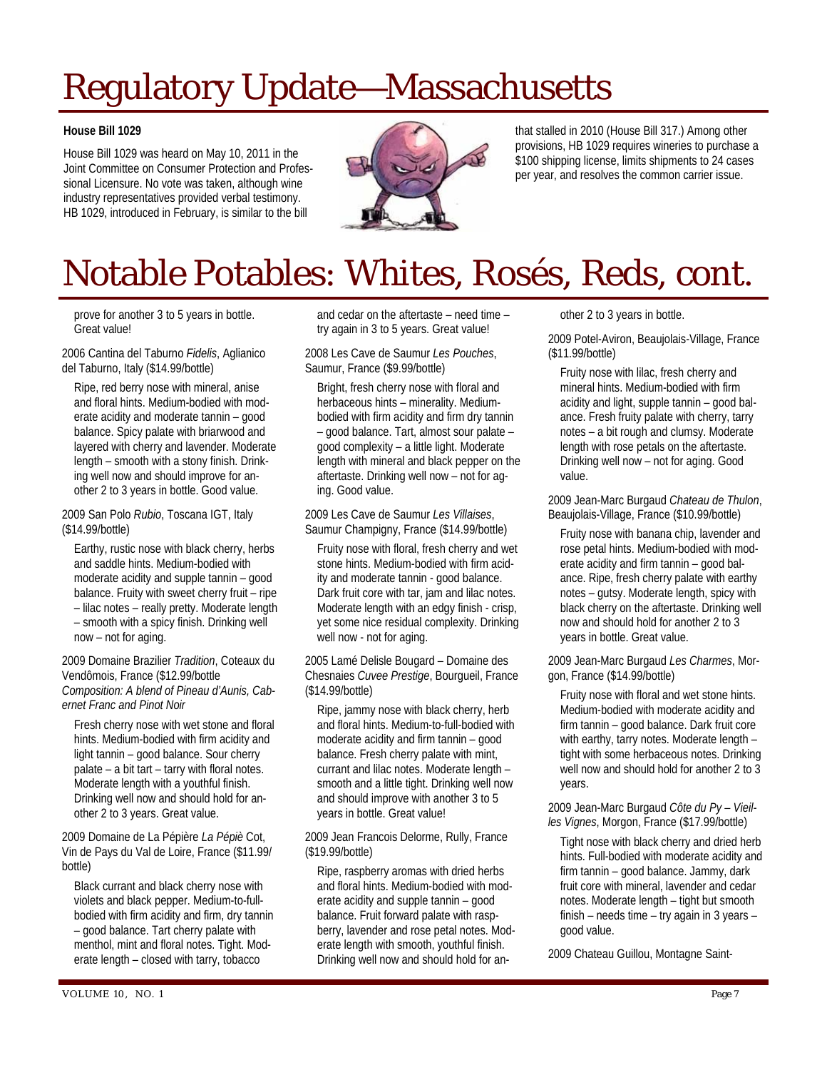# Regulatory Update—Massachusetts

**House Bill 1029**

House Bill 1029 was heard on May 10, 2011 in the Joint Committee on Consumer Protection and Professional Licensure. No vote was taken, although wine industry representatives provided verbal testimony. HB 1029, introduced in February, is similar to the bill that stalled in 2010 (House Bill 317.) Among other provisions, HB 1029 requires wineries to purchase a $100 shipping license, limits shipments to 24 cases per year, and resolves the common carrier issue.

# Notable Potables: Whites, Rosés, Reds, cont.

prove for another 3 to 5 years in bottle. Great value!

2006 Cantina del Taburno *Fidelis*, Aglianico del Taburno, Italy ($14.99/bottle)

Ripe, red berry nose with mineral, anise and floral hints. Medium-bodied with moderate acidity and moderate tannin – good balance. Spicy palate with briarwood and layered with cherry and lavender. Moderate length – smooth with a stony finish. Drinking well now and should improve for another 2 to 3 years in bottle. Good value.

2009 San Polo *Rubio*, Toscana IGT, Italy ($14.99/bottle)

Earthy, rustic nose with black cherry, herbs and saddle hints. Medium-bodied with moderate acidity and supple tannin – good balance. Fruity with sweet cherry fruit – ripe – lilac notes – really pretty. Moderate length – smooth with a spicy finish. Drinking well now – not for aging.

2009 Domaine Brazilier *Tradition*, Coteaux du Vendômois, France ($12.99/bottle
*Composition: A blend of Pineau d'Aunis, Cabernet Franc and Pinot Noir*

Fresh cherry nose with wet stone and floral hints. Medium-bodied with firm acidity and light tannin – good balance. Sour cherry palate – a bit tart – tarry with floral notes. Moderate length with a youthful finish. Drinking well now and should hold for another 2 to 3 years. Great value.

2009 Domaine de La Pépière *La Pépiè* Cot, Vin de Pays du Val de Loire, France ($11.99/bottle)

Black currant and black cherry nose with violets and black pepper. Medium-to-full-bodied with firm acidity and firm, dry tannin – good balance. Tart cherry palate with menthol, mint and floral notes. Tight. Moderate length – closed with tarry, tobacco and cedar on the aftertaste – need time – try again in 3 to 5 years. Great value!

2008 Les Cave de Saumur *Les Pouches*, Saumur, France ($9.99/bottle)

Bright, fresh cherry nose with floral and herbaceous hints – minerality. Medium-bodied with firm acidity and firm dry tannin – good balance. Tart, almost sour palate – good complexity – a little light. Moderate length with mineral and black pepper on the aftertaste. Drinking well now – not for aging. Good value.

2009 Les Cave de Saumur *Les Villaises*, Saumur Champigny, France ($14.99/bottle)

Fruity nose with floral, fresh cherry and wet stone hints. Medium-bodied with firm acidity and moderate tannin - good balance. Dark fruit core with tar, jam and lilac notes. Moderate length with an edgy finish - crisp, yet some nice residual complexity. Drinking well now - not for aging.

2005 Lamé Delisle Bougard – Domaine des Chesnaies *Cuvee Prestige*, Bourgueil, France ($14.99/bottle)

Ripe, jammy nose with black cherry, herb and floral hints. Medium-to-full-bodied with moderate acidity and firm tannin – good balance. Fresh cherry palate with mint, currant and lilac notes. Moderate length – smooth and a little tight. Drinking well now and should improve with another 3 to 5 years in bottle. Great value!

2009 Jean Francois Delorme, Rully, France ($19.99/bottle)

Ripe, raspberry aromas with dried herbs and floral hints. Medium-bodied with moderate acidity and supple tannin – good balance. Fruit forward palate with raspberry, lavender and rose petal notes. Moderate length with smooth, youthful finish. Drinking well now and should hold for another 2 to 3 years in bottle.

2009 Potel-Aviron, Beaujolais-Village, France ($11.99/bottle)

Fruity nose with lilac, fresh cherry and mineral hints. Medium-bodied with firm acidity and light, supple tannin – good balance. Fresh fruity palate with cherry, tarry notes – a bit rough and clumsy. Moderate length with rose petals on the aftertaste. Drinking well now – not for aging. Good value.

2009 Jean-Marc Burgaud *Chateau de Thulon*, Beaujolais-Village, France ($10.99/bottle)

Fruity nose with banana chip, lavender and rose petal hints. Medium-bodied with moderate acidity and firm tannin – good balance. Ripe, fresh cherry palate with earthy notes – gutsy. Moderate length, spicy with black cherry on the aftertaste. Drinking well now and should hold for another 2 to 3 years in bottle. Great value.

2009 Jean-Marc Burgaud *Les Charmes*, Morgon, France ($14.99/bottle)

Fruity nose with floral and wet stone hints. Medium-bodied with moderate acidity and firm tannin – good balance. Dark fruit core with earthy, tarry notes. Moderate length – tight with some herbaceous notes. Drinking well now and should hold for another 2 to 3 years.

2009 Jean-Marc Burgaud *Côte du Py – Vieilles Vignes*, Morgon, France ($17.99/bottle)

Tight nose with black cherry and dried herb hints. Full-bodied with moderate acidity and firm tannin – good balance. Jammy, dark fruit core with mineral, lavender and cedar notes. Moderate length – tight but smooth finish – needs time – try again in 3 years – good value.

2009 Chateau Guillou, Montagne Saint-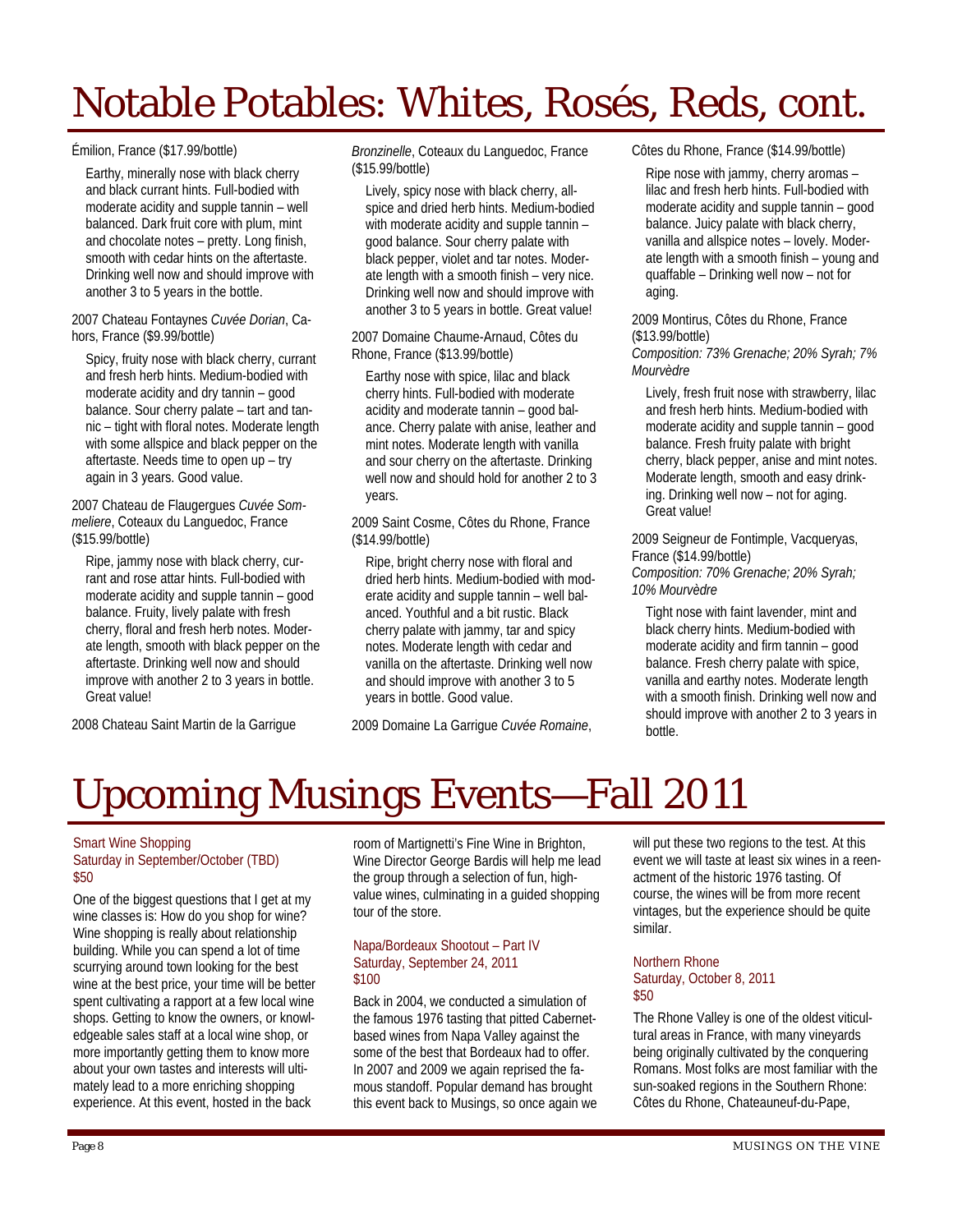# Notable Potables: Whites, Rosés, Reds, cont.

Émilion, France ($17.99/bottle)

Earthy, minerally nose with black cherry and black currant hints. Full-bodied with moderate acidity and supple tannin – well balanced. Dark fruit core with plum, mint and chocolate notes – pretty. Long finish, smooth with cedar hints on the aftertaste. Drinking well now and should improve with another 3 to 5 years in the bottle.

2007 Chateau Fontaynes *Cuvée Dorian*, Cahors, France ($9.99/bottle)

Spicy, fruity nose with black cherry, currant and fresh herb hints. Medium-bodied with moderate acidity and dry tannin – good balance. Sour cherry palate – tart and tannic – tight with floral notes. Moderate length with some allspice and black pepper on the aftertaste. Needs time to open up – try again in 3 years. Good value.

2007 Chateau de Flaugergues *Cuvée Sommeliere*, Coteaux du Languedoc, France ($15.99/bottle)

Ripe, jammy nose with black cherry, currant and rose attar hints. Full-bodied with moderate acidity and supple tannin – good balance. Fruity, lively palate with fresh cherry, floral and fresh herb notes. Moderate length, smooth with black pepper on the aftertaste. Drinking well now and should improve with another 2 to 3 years in bottle. Great value!

2008 Chateau Saint Martin de la Garrigue *Bronzinelle*, Coteaux du Languedoc, France ($15.99/bottle)

Lively, spicy nose with black cherry, allspice and dried herb hints. Medium-bodied with moderate acidity and supple tannin – good balance. Sour cherry palate with black pepper, violet and tar notes. Moderate length with a smooth finish – very nice. Drinking well now and should improve with another 3 to 5 years in bottle. Great value!

2007 Domaine Chaume-Arnaud, Côtes du Rhone, France ($13.99/bottle)

Earthy nose with spice, lilac and black cherry hints. Full-bodied with moderate acidity and moderate tannin – good balance. Cherry palate with anise, leather and mint notes. Moderate length with vanilla and sour cherry on the aftertaste. Drinking well now and should hold for another 2 to 3 years.

2009 Saint Cosme, Côtes du Rhone, France ($14.99/bottle)

Ripe, bright cherry nose with floral and dried herb hints. Medium-bodied with moderate acidity and supple tannin – well balanced. Youthful and a bit rustic. Black cherry palate with jammy, tar and spicy notes. Moderate length with cedar and vanilla on the aftertaste. Drinking well now and should improve with another 3 to 5 years in bottle. Good value.

2009 Domaine La Garrigue *Cuvée Romaine*, Côtes du Rhone, France ($14.99/bottle)

Ripe nose with jammy, cherry aromas – lilac and fresh herb hints. Full-bodied with moderate acidity and supple tannin – good balance. Juicy palate with black cherry, vanilla and allspice notes – lovely. Moderate length with a smooth finish – young and quaffable – Drinking well now – not for aging.

2009 Montirus, Côtes du Rhone, France ($13.99/bottle)
*Composition: 73% Grenache; 20% Syrah; 7% Mourvèdre*

Lively, fresh fruit nose with strawberry, lilac and fresh herb hints. Medium-bodied with moderate acidity and supple tannin – good balance. Fresh fruity palate with bright cherry, black pepper, anise and mint notes. Moderate length, smooth and easy drinking. Drinking well now – not for aging. Great value!

2009 Seigneur de Fontimple, Vacqueryas, France ($14.99/bottle)
*Composition: 70% Grenache; 20% Syrah; 10% Mourvèdre*

Tight nose with faint lavender, mint and black cherry hints. Medium-bodied with moderate acidity and firm tannin – good balance. Fresh cherry palate with spice, vanilla and earthy notes. Moderate length with a smooth finish. Drinking well now and should improve with another 2 to 3 years in bottle.

# Upcoming Musings Events—Fall 2011

### Smart Wine Shopping
Saturday in September/October (TBD)
$50

One of the biggest questions that I get at my wine classes is: How do you shop for wine? Wine shopping is really about relationship building. While you can spend a lot of time scurrying around town looking for the best wine at the best price, your time will be better spent cultivating a rapport at a few local wine shops. Getting to know the owners, or knowledgeable sales staff at a local wine shop, or more importantly getting them to know more about your own tastes and interests will ultimately lead to a more enriching shopping experience. At this event, hosted in the back room of Martignetti's Fine Wine in Brighton, Wine Director George Bardis will help me lead the group through a selection of fun, high-value wines, culminating in a guided shopping tour of the store.

### Napa/Bordeaux Shootout – Part IV
Saturday, September 24, 2011
$100

Back in 2004, we conducted a simulation of the famous 1976 tasting that pitted Cabernet-based wines from Napa Valley against the some of the best that Bordeaux had to offer. In 2007 and 2009 we again reprised the famous standoff. Popular demand has brought this event back to Musings, so once again we will put these two regions to the test. At this event we will taste at least six wines in a reenactment of the historic 1976 tasting. Of course, the wines will be from more recent vintages, but the experience should be quite similar.

### Northern Rhone
Saturday, October 8, 2011
$50

The Rhone Valley is one of the oldest viticultural areas in France, with many vineyards being originally cultivated by the conquering Romans. Most folks are most familiar with the sun-soaked regions in the Southern Rhone: Côtes du Rhone, Chateauneuf-du-Pape,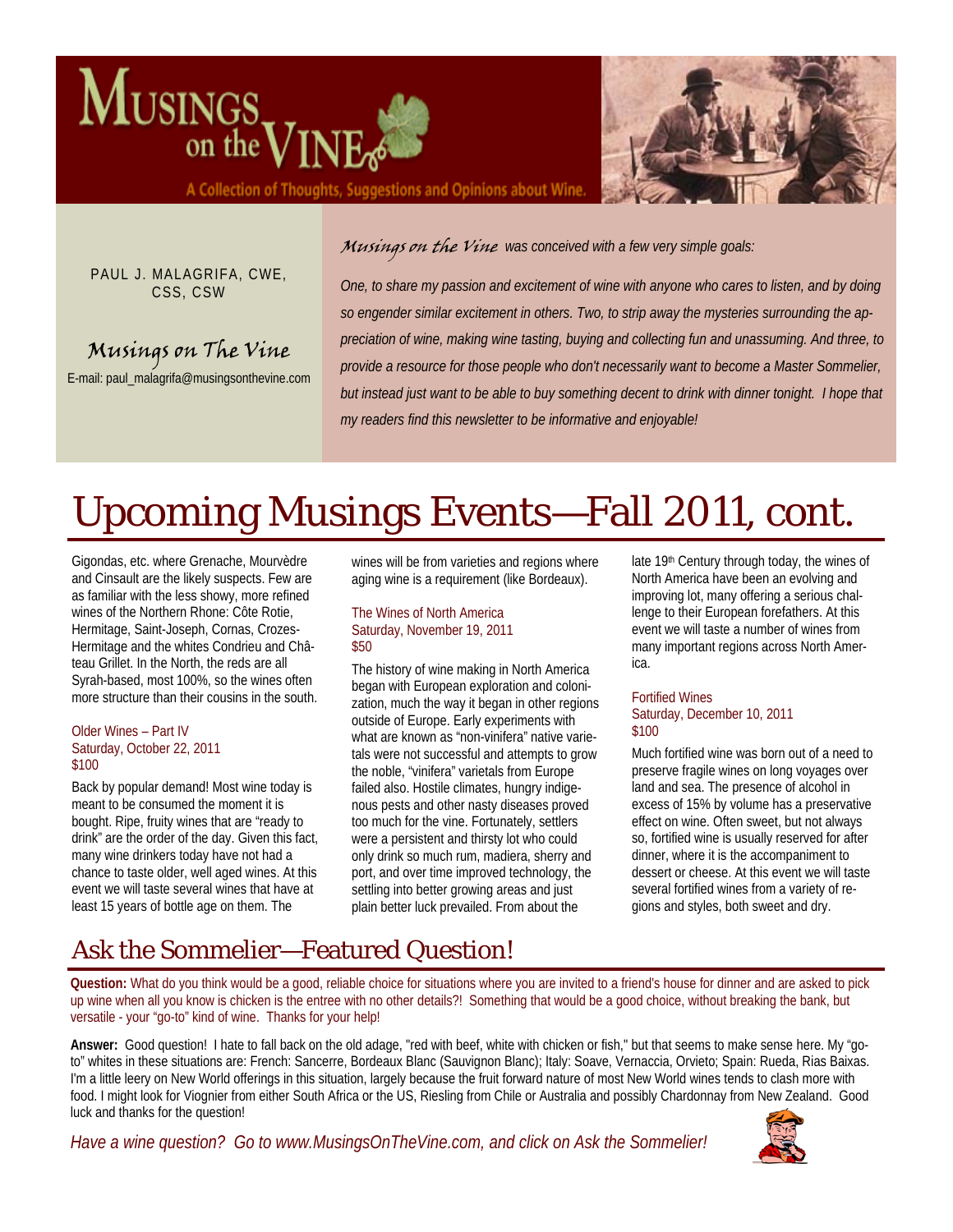# Musings on the Vine

A Collection of Thoughts, Suggestions and Opinions about Wine.

PAUL J. MALAGRIFA, CWE, CSS, CSW

*Musings on The Vine*

E-mail: paul_malagrifa@musingsonthevine.com

*Musings on the Vine was conceived with a few very simple goals:*

*One, to share my passion and excitement of wine with anyone who cares to listen, and by doing so engender similar excitement in others. Two, to strip away the mysteries surrounding the appreciation of wine, making wine tasting, buying and collecting fun and unassuming. And three, to provide a resource for those people who don't necessarily want to become a Master Sommelier, but instead just want to be able to buy something decent to drink with dinner tonight. I hope that my readers find this newsletter to be informative and enjoyable!*

# Upcoming Musings Events—Fall 2011, cont.

Gigondas, etc. where Grenache, Mourvèdre and Cinsault are the likely suspects. Few are as familiar with the less showy, more refined wines of the Northern Rhone: Côte Rotie, Hermitage, Saint-Joseph, Cornas, Crozes-Hermitage and the whites Condrieu and Château Grillet. In the North, the reds are all Syrah-based, most 100%, so the wines often more structure than their cousins in the south.

Older Wines – Part IV
Saturday, October 22, 2011
$100

Back by popular demand! Most wine today is meant to be consumed the moment it is bought. Ripe, fruity wines that are "ready to drink" are the order of the day. Given this fact, many wine drinkers today have not had a chance to taste older, well aged wines. At this event we will taste several wines that have at least 15 years of bottle age on them. The wines will be from varieties and regions where aging wine is a requirement (like Bordeaux).

The Wines of North America
Saturday, November 19, 2011
$50

The history of wine making in North America began with European exploration and colonization, much the way it began in other regions outside of Europe. Early experiments with what are known as "non-vinifera" native varietals were not successful and attempts to grow the noble, "vinifera" varietals from Europe failed also. Hostile climates, hungry indigenous pests and other nasty diseases proved too much for the vine. Fortunately, settlers were a persistent and thirsty lot who could only drink so much rum, madiera, sherry and port, and over time improved technology, the settling into better growing areas and just plain better luck prevailed. From about the late 19th Century through today, the wines of North America have been an evolving and improving lot, many offering a serious challenge to their European forefathers. At this event we will taste a number of wines from many important regions across North America.

Fortified Wines
Saturday, December 10, 2011
$100

Much fortified wine was born out of a need to preserve fragile wines on long voyages over land and sea. The presence of alcohol in excess of 15% by volume has a preservative effect on wine. Often sweet, but not always so, fortified wine is usually reserved for after dinner, where it is the accompaniment to dessert or cheese. At this event we will taste several fortified wines from a variety of regions and styles, both sweet and dry.

## Ask the Sommelier—Featured Question!

**Question:** What do you think would be a good, reliable choice for situations where you are invited to a friend's house for dinner and are asked to pick up wine when all you know is chicken is the entree with no other details?! Something that would be a good choice, without breaking the bank, but versatile - your "go-to" kind of wine. Thanks for your help!

**Answer:** Good question! I hate to fall back on the old adage, "red with beef, white with chicken or fish," but that seems to make sense here. My "go-to" whites in these situations are: French: Sancerre, Bordeaux Blanc (Sauvignon Blanc); Italy: Soave, Vernaccia, Orvieto; Spain: Rueda, Rias Baixas. I'm a little leery on New World offerings in this situation, largely because the fruit forward nature of most New World wines tends to clash more with food. I might look for Viognier from either South Africa or the US, Riesling from Chile or Australia and possibly Chardonnay from New Zealand. Good luck and thanks for the question!

*Have a wine question? Go to www.MusingsOnTheVine.com, and click on Ask the Sommelier!*